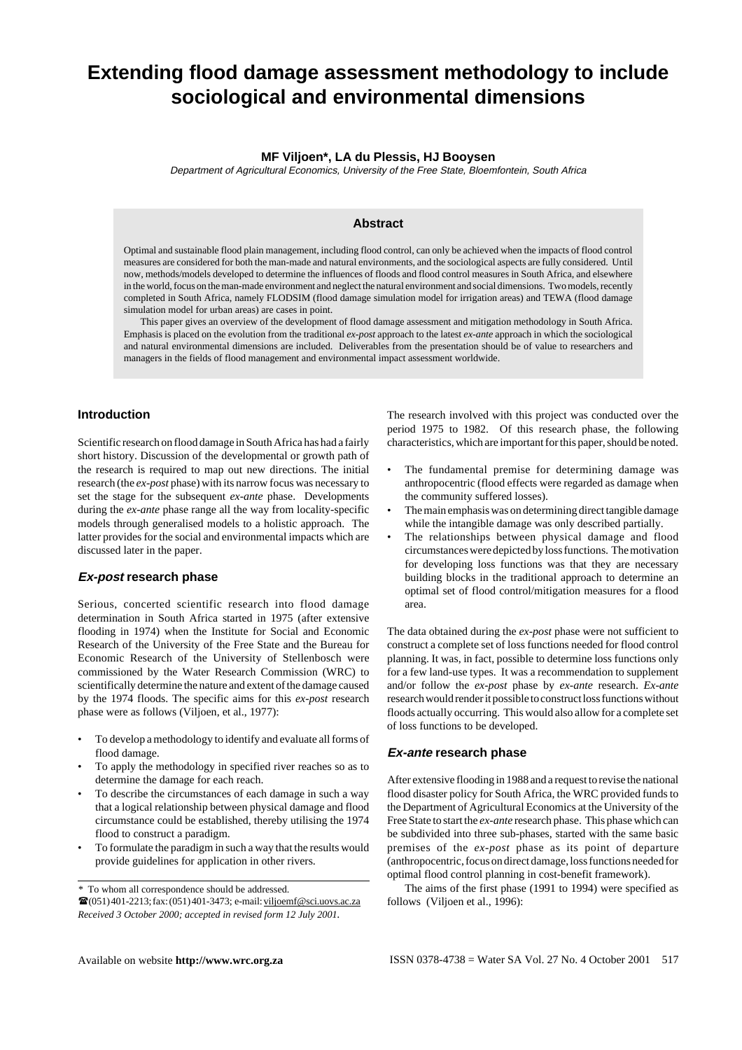# Extending flood damage assessment methodology to include sociological and environmental dimensions

**MF Viljoen\*, LA du Plessis, HJ Booysen**

*Department of Agricultural Economics, University of the Free State, Bloemfontein, South Africa*

## Abstract

Optimal and sustainable flood plain management, including flood control, can only be achieved when the impacts of flood control measures are considered for both the man-made and natural environments, and the sociological aspects are fully considered. Until now, methods/models developed to determine the influences of floods and flood control measures in South Africa, and elsewhere in the world, focus on the man-made environment and neglect the natural environment and social dimensions. Two models, recently completed in South Africa, namely FLODSIM (flood damage simulation model for irrigation areas) and TEWA (flood damage simulation model for urban areas) are cases in point.

This paper gives an overview of the development of flood damage assessment and mitigation methodology in South Africa. Emphasis is placed on the evolution from the traditional *ex-post* approach to the latest *ex-ante* approach in which the sociological and natural environmental dimensions are included. Deliverables from the presentation should be of value to researchers and managers in the fields of flood management and environmental impact assessment worldwide.

## Introduction

Scientific research on flood damage in South Africa has had a fairly short history. Discussion of the developmental or growth path of the research is required to map out new directions. The initial research (the *ex-post* phase) with its narrow focus was necessary to set the stage for the subsequent *ex-ante* phase. Developments during the *ex-ante* phase range all the way from locality-specific models through generalised models to a holistic approach. The latter provides for the social and environmental impacts which are discussed later in the paper.

## *Ex-post* research phase

Serious, concerted scientific research into flood damage determination in South Africa started in 1975 (after extensive flooding in 1974) when the Institute for Social and Economic Research of the University of the Free State and the Bureau for Economic Research of the University of Stellenbosch were commissioned by the Water Research Commission (WRC) to scientifically determine the nature and extent of the damage caused by the 1974 floods. The specific aims for this *ex-post* research phase were as follows (Viljoen, et al., 1977):

- To develop a methodology to identify and evaluate all forms of flood damage.
- To apply the methodology in specified river reaches so as to determine the damage for each reach.
- To describe the circumstances of each damage in such a way that a logical relationship between physical damage and flood circumstance could be established, thereby utilising the 1974 flood to construct a paradigm.
- To formulate the paradigm in such a way that the results would provide guidelines for application in other rivers.

The research involved with this project was conducted over the period 1975 to 1982. Of this research phase, the following characteristics, which are important for this paper, should be noted.

- The fundamental premise for determining damage was anthropocentric (flood effects were regarded as damage when the community suffered losses).
- The main emphasis was on determining direct tangible damage while the intangible damage was only described partially.
- The relationships between physical damage and flood circumstances were depicted by loss functions. The motivation for developing loss functions was that they are necessary building blocks in the traditional approach to determine an optimal set of flood control/mitigation measures for a flood area.

The data obtained during the *ex-post* phase were not sufficient to construct a complete set of loss functions needed for flood control planning. It was, in fact, possible to determine loss functions only for a few land-use types. It was a recommendation to supplement and/or follow the *ex-post* phase by *ex-ante* research. *Ex-ante* research would render it possible to construct loss functions without floods actually occurring. This would also allow for a complete set of loss functions to be developed.

## *Ex-ante* research phase

After extensive flooding in 1988 and a request to revise the national flood disaster policy for South Africa, the WRC provided funds to the Department of Agricultural Economics at the University of the Free State to start the *ex-ante* research phase. This phase which can be subdivided into three sub-phases, started with the same basic premises of the *ex-post* phase as its point of departure (anthropocentric, focus on direct damage, loss functions needed for optimal flood control planning in cost-benefit framework).

The aims of the first phase (1991 to 1994) were specified as follows (Viljoen et al., 1996):

---

\* To whom all correspondence should be addressed.
☎(051) 401-2213; fax: (051) 401-3473; e-mail: viljoemf@sci.uovs.ac.za
*Received 3 October 2000; accepted in revised form 12 July 2001.*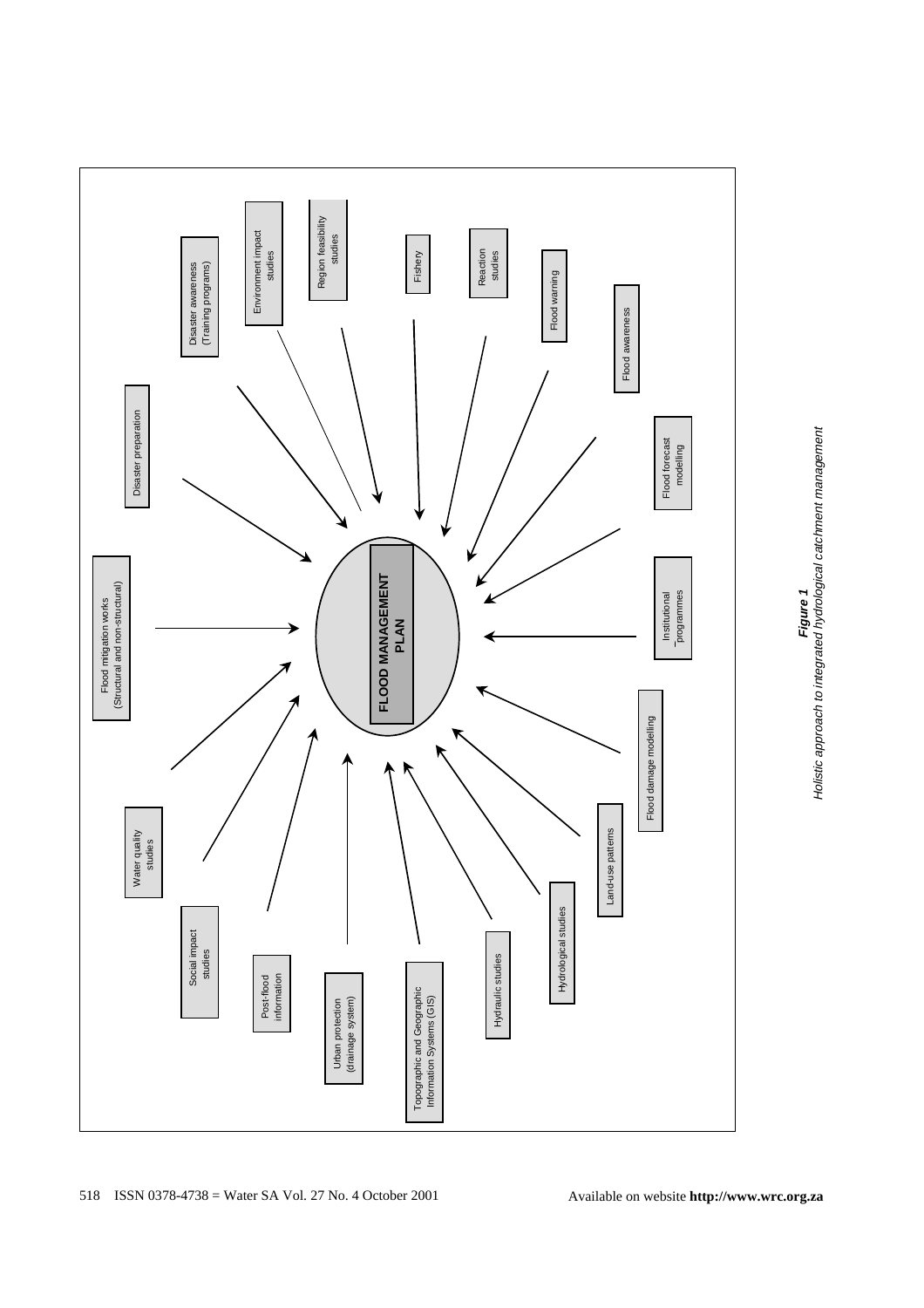**FLOOD MANAGEMENT PLAN**

- Flood mitigation works (Structural and non-structural)
- Disaster preparation
- Disaster awareness (Training programs)
- Environment impact studies
- Region feasibility studies
- Fishery
- Reaction studies
- Flood warning
- Flood awareness
- Flood forecast modelling
- Institutional programmes
- Flood damage modelling
- Land-use patterns
- Hydrological studies
- Hydraulic studies
- Topographic and Geographic Information Systems (GIS)
- Urban protection (drainage system)
- Post-flood information
- Social impact studies
- Water quality studies

***Figure 1***
*Holistic approach to integrated hydrological catchment management*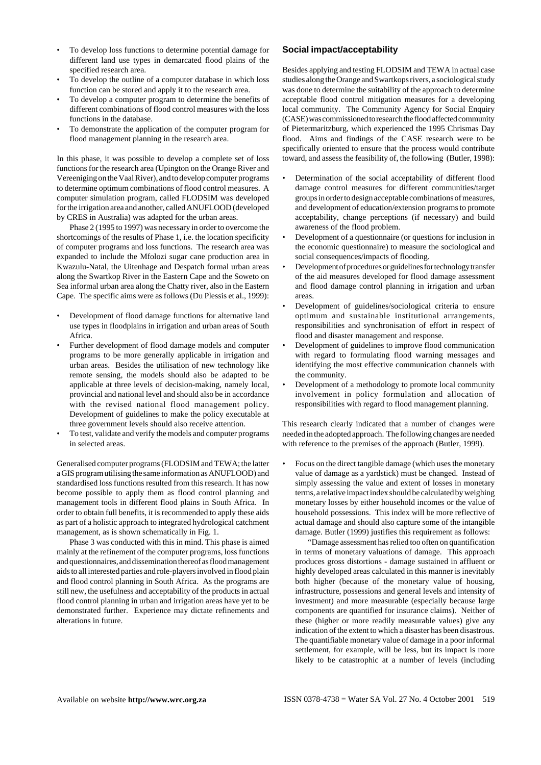- To develop loss functions to determine potential damage for different land use types in demarcated flood plains of the specified research area.
- To develop the outline of a computer database in which loss function can be stored and apply it to the research area.
- To develop a computer program to determine the benefits of different combinations of flood control measures with the loss functions in the database.
- To demonstrate the application of the computer program for flood management planning in the research area.

In this phase, it was possible to develop a complete set of loss functions for the research area (Upington on the Orange River and Vereeniging on the Vaal River), and to develop computer programs to determine optimum combinations of flood control measures. A computer simulation program, called FLODSIM was developed for the irrigation area and another, called ANUFLOOD (developed by CRES in Australia) was adapted for the urban areas.

Phase 2 (1995 to 1997) was necessary in order to overcome the shortcomings of the results of Phase 1, i.e. the location specificity of computer programs and loss functions. The research area was expanded to include the Mfolozi sugar cane production area in Kwazulu-Natal, the Uitenhage and Despatch formal urban areas along the Swartkop River in the Eastern Cape and the Soweto on Sea informal urban area along the Chatty river, also in the Eastern Cape. The specific aims were as follows (Du Plessis et al., 1999):

- Development of flood damage functions for alternative land use types in floodplains in irrigation and urban areas of South Africa.
- Further development of flood damage models and computer programs to be more generally applicable in irrigation and urban areas. Besides the utilisation of new technology like remote sensing, the models should also be adapted to be applicable at three levels of decision-making, namely local, provincial and national level and should also be in accordance with the revised national flood management policy. Development of guidelines to make the policy executable at three government levels should also receive attention.
- To test, validate and verify the models and computer programs in selected areas.

Generalised computer programs (FLODSIM and TEWA; the latter a GIS program utilising the same information as ANUFLOOD) and standardised loss functions resulted from this research. It has now become possible to apply them as flood control planning and management tools in different flood plains in South Africa. In order to obtain full benefits, it is recommended to apply these aids as part of a holistic approach to integrated hydrological catchment management, as is shown schematically in Fig. 1.

Phase 3 was conducted with this in mind. This phase is aimed mainly at the refinement of the computer programs, loss functions and questionnaires, and dissemination thereof as flood management aids to all interested parties and role-players involved in flood plain and flood control planning in South Africa. As the programs are still new, the usefulness and acceptability of the products in actual flood control planning in urban and irrigation areas have yet to be demonstrated further. Experience may dictate refinements and alterations in future.

### Social impact/acceptability

Besides applying and testing FLODSIM and TEWA in actual case studies along the Orange and Swartkops rivers, a sociological study was done to determine the suitability of the approach to determine acceptable flood control mitigation measures for a developing local community. The Community Agency for Social Enquiry (CASE) was commissioned to research the flood affected community of Pietermaritzburg, which experienced the 1995 Chrismas Day flood. Aims and findings of the CASE research were to be specifically oriented to ensure that the process would contribute toward, and assess the feasibility of, the following (Butler, 1998):

- Determination of the social acceptability of different flood damage control measures for different communities/target groups in order to design acceptable combinations of measures, and development of education/extension programs to promote acceptability, change perceptions (if necessary) and build awareness of the flood problem.
- Development of a questionnaire (or questions for inclusion in the economic questionnaire) to measure the sociological and social consequences/impacts of flooding.
- Development of procedures or guidelines for technology transfer of the aid measures developed for flood damage assessment and flood damage control planning in irrigation and urban areas.
- Development of guidelines/sociological criteria to ensure optimum and sustainable institutional arrangements, responsibilities and synchronisation of effort in respect of flood and disaster management and response.
- Development of guidelines to improve flood communication with regard to formulating flood warning messages and identifying the most effective communication channels with the community.
- Development of a methodology to promote local community involvement in policy formulation and allocation of responsibilities with regard to flood management planning.

This research clearly indicated that a number of changes were needed in the adopted approach. The following changes are needed with reference to the premises of the approach (Butler, 1999).

- Focus on the direct tangible damage (which uses the monetary value of damage as a yardstick) must be changed. Instead of simply assessing the value and extent of losses in monetary terms, a relative impact index should be calculated by weighing monetary losses by either household incomes or the value of household possessions. This index will be more reflective of actual damage and should also capture some of the intangible damage. Butler (1999) justifies this requirement as follows:

  "Damage assessment has relied too often on quantification in terms of monetary valuations of damage. This approach produces gross distortions - damage sustained in affluent or highly developed areas calculated in this manner is inevitably both higher (because of the monetary value of housing, infrastructure, possessions and general levels and intensity of investment) and more measurable (especially because large components are quantified for insurance claims). Neither of these (higher or more readily measurable values) give any indication of the extent to which a disaster has been disastrous. The quantifiable monetary value of damage in a poor informal settlement, for example, will be less, but its impact is more likely to be catastrophic at a number of levels (including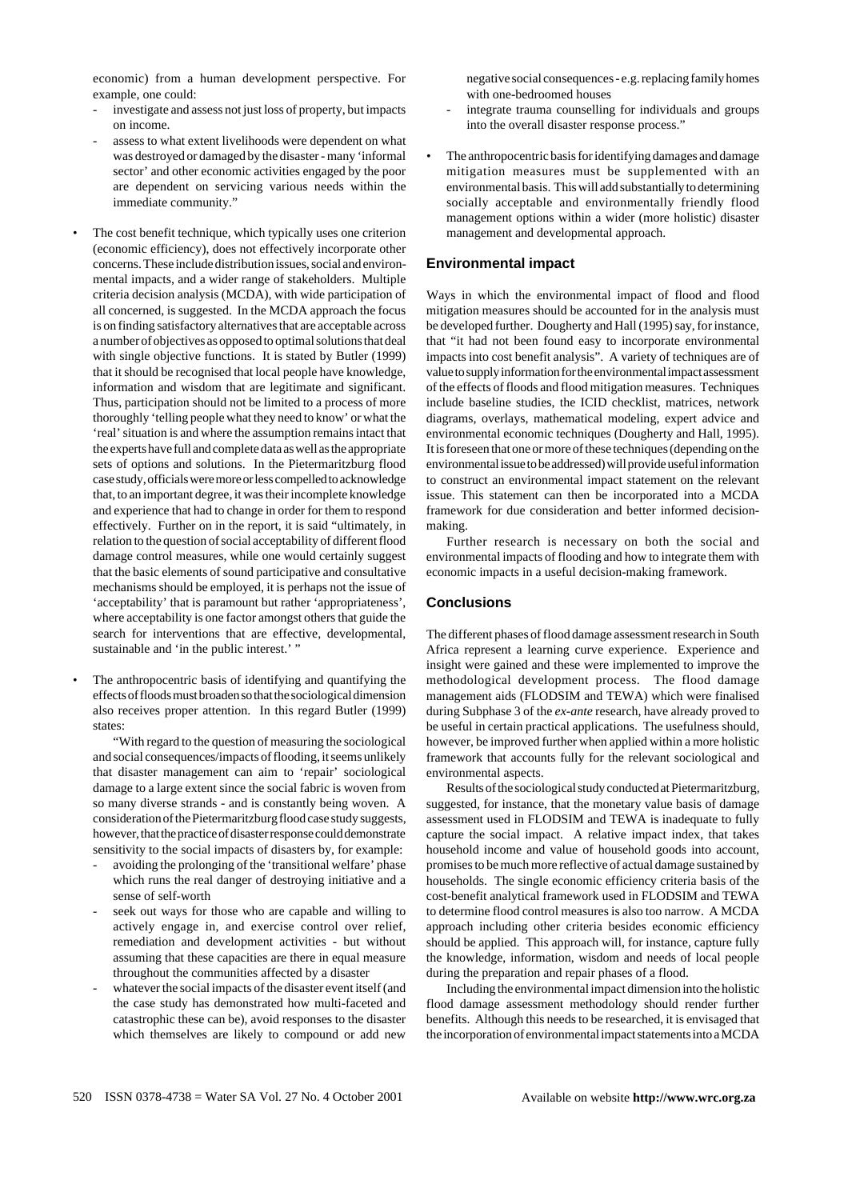economic) from a human development perspective. For example, one could:

- investigate and assess not just loss of property, but impacts on income.
- assess to what extent livelihoods were dependent on what was destroyed or damaged by the disaster - many 'informal sector' and other economic activities engaged by the poor are dependent on servicing various needs within the immediate community."

- The cost benefit technique, which typically uses one criterion (economic efficiency), does not effectively incorporate other concerns. These include distribution issues, social and environmental impacts, and a wider range of stakeholders. Multiple criteria decision analysis (MCDA), with wide participation of all concerned, is suggested. In the MCDA approach the focus is on finding satisfactory alternatives that are acceptable across a number of objectives as opposed to optimal solutions that deal with single objective functions. It is stated by Butler (1999) that it should be recognised that local people have knowledge, information and wisdom that are legitimate and significant. Thus, participation should not be limited to a process of more thoroughly 'telling people what they need to know' or what the 'real' situation is and where the assumption remains intact that the experts have full and complete data as well as the appropriate sets of options and solutions. In the Pietermaritzburg flood case study, officials were more or less compelled to acknowledge that, to an important degree, it was their incomplete knowledge and experience that had to change in order for them to respond effectively. Further on in the report, it is said "ultimately, in relation to the question of social acceptability of different flood damage control measures, while one would certainly suggest that the basic elements of sound participative and consultative mechanisms should be employed, it is perhaps not the issue of 'acceptability' that is paramount but rather 'appropriateness', where acceptability is one factor amongst others that guide the search for interventions that are effective, developmental, sustainable and 'in the public interest.' "

- The anthropocentric basis of identifying and quantifying the effects of floods must broaden so that the sociological dimension also receives proper attention. In this regard Butler (1999) states:

  "With regard to the question of measuring the sociological and social consequences/impacts of flooding, it seems unlikely that disaster management can aim to 'repair' sociological damage to a large extent since the social fabric is woven from so many diverse strands - and is constantly being woven. A consideration of the Pietermaritzburg flood case study suggests, however, that the practice of disaster response could demonstrate sensitivity to the social impacts of disasters by, for example:

  - avoiding the prolonging of the 'transitional welfare' phase which runs the real danger of destroying initiative and a sense of self-worth
  - seek out ways for those who are capable and willing to actively engage in, and exercise control over relief, remediation and development activities - but without assuming that these capacities are there in equal measure throughout the communities affected by a disaster
  - whatever the social impacts of the disaster event itself (and the case study has demonstrated how multi-faceted and catastrophic these can be), avoid responses to the disaster which themselves are likely to compound or add new negative social consequences - e.g. replacing family homes with one-bedroomed houses
  - integrate trauma counselling for individuals and groups into the overall disaster response process."

- The anthropocentric basis for identifying damages and damage mitigation measures must be supplemented with an environmental basis. This will add substantially to determining socially acceptable and environmentally friendly flood management options within a wider (more holistic) disaster management and developmental approach.

## Environmental impact

Ways in which the environmental impact of flood and flood mitigation measures should be accounted for in the analysis must be developed further. Dougherty and Hall (1995) say, for instance, that "it had not been found easy to incorporate environmental impacts into cost benefit analysis". A variety of techniques are of value to supply information for the environmental impact assessment of the effects of floods and flood mitigation measures. Techniques include baseline studies, the ICID checklist, matrices, network diagrams, overlays, mathematical modeling, expert advice and environmental economic techniques (Dougherty and Hall, 1995). It is foreseen that one or more of these techniques (depending on the environmental issue to be addressed) will provide useful information to construct an environmental impact statement on the relevant issue. This statement can then be incorporated into a MCDA framework for due consideration and better informed decision-making.

Further research is necessary on both the social and environmental impacts of flooding and how to integrate them with economic impacts in a useful decision-making framework.

## Conclusions

The different phases of flood damage assessment research in South Africa represent a learning curve experience. Experience and insight were gained and these were implemented to improve the methodological development process. The flood damage management aids (FLODSIM and TEWA) which were finalised during Subphase 3 of the *ex-ante* research, have already proved to be useful in certain practical applications. The usefulness should, however, be improved further when applied within a more holistic framework that accounts fully for the relevant sociological and environmental aspects.

Results of the sociological study conducted at Pietermaritzburg, suggested, for instance, that the monetary value basis of damage assessment used in FLODSIM and TEWA is inadequate to fully capture the social impact. A relative impact index, that takes household income and value of household goods into account, promises to be much more reflective of actual damage sustained by households. The single economic efficiency criteria basis of the cost-benefit analytical framework used in FLODSIM and TEWA to determine flood control measures is also too narrow. A MCDA approach including other criteria besides economic efficiency should be applied. This approach will, for instance, capture fully the knowledge, information, wisdom and needs of local people during the preparation and repair phases of a flood.

Including the environmental impact dimension into the holistic flood damage assessment methodology should render further benefits. Although this needs to be researched, it is envisaged that the incorporation of environmental impact statements into a MCDA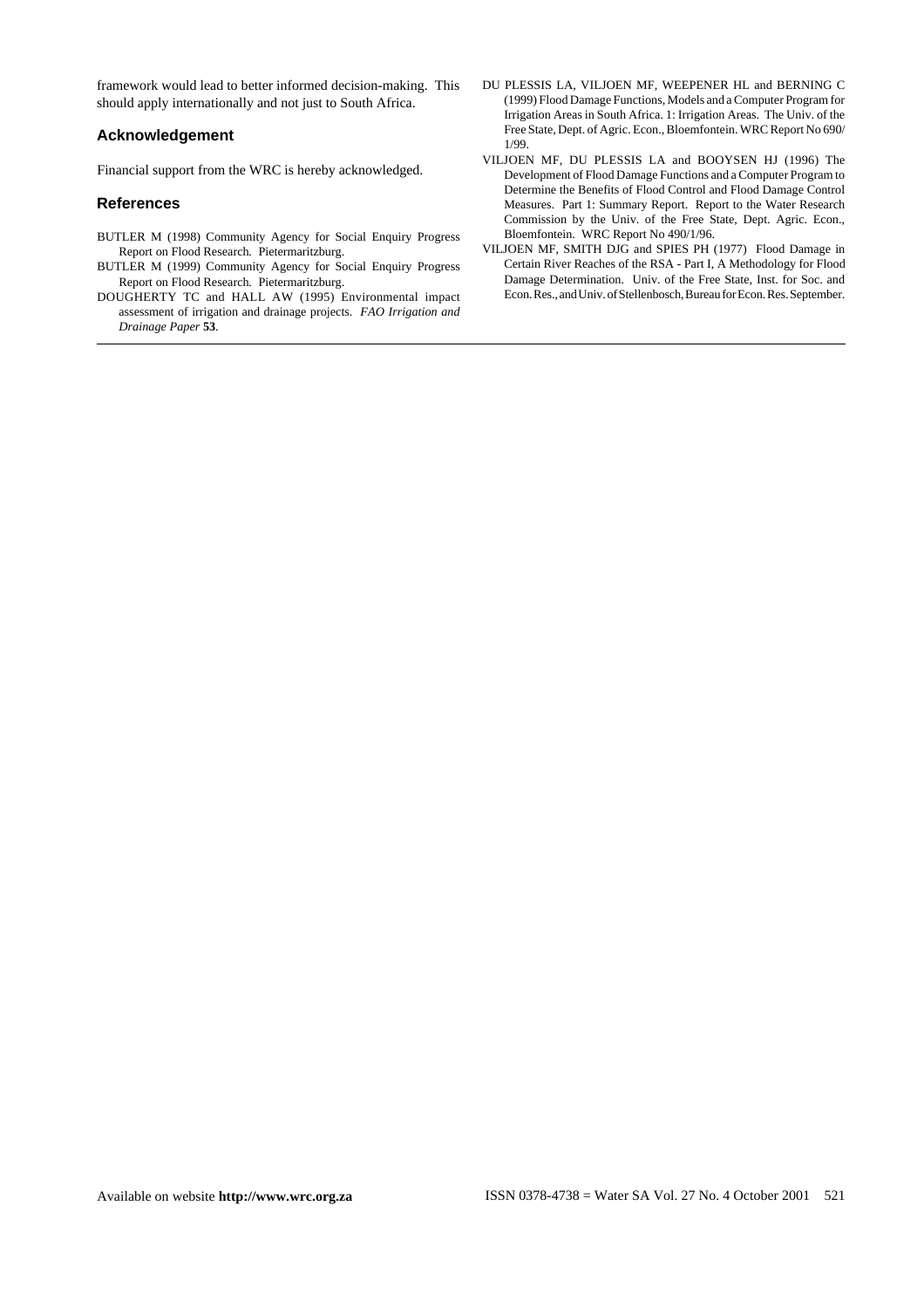framework would lead to better informed decision-making. This should apply internationally and not just to South Africa.

## Acknowledgement

Financial support from the WRC is hereby acknowledged.

## References

BUTLER M (1998) Community Agency for Social Enquiry Progress Report on Flood Research. Pietermaritzburg.

BUTLER M (1999) Community Agency for Social Enquiry Progress Report on Flood Research. Pietermaritzburg.

DOUGHERTY TC and HALL AW (1995) Environmental impact assessment of irrigation and drainage projects. *FAO Irrigation and Drainage Paper* **53**.

DU PLESSIS LA, VILJOEN MF, WEEPENER HL and BERNING C (1999) Flood Damage Functions, Models and a Computer Program for Irrigation Areas in South Africa. 1: Irrigation Areas. The Univ. of the Free State, Dept. of Agric. Econ., Bloemfontein. WRC Report No 690/1/99.

VILJOEN MF, DU PLESSIS LA and BOOYSEN HJ (1996) The Development of Flood Damage Functions and a Computer Program to Determine the Benefits of Flood Control and Flood Damage Control Measures. Part 1: Summary Report. Report to the Water Research Commission by the Univ. of the Free State, Dept. Agric. Econ., Bloemfontein. WRC Report No 490/1/96.

VILJOEN MF, SMITH DJG and SPIES PH (1977) Flood Damage in Certain River Reaches of the RSA - Part I, A Methodology for Flood Damage Determination. Univ. of the Free State, Inst. for Soc. and Econ. Res., and Univ. of Stellenbosch, Bureau for Econ. Res. September.